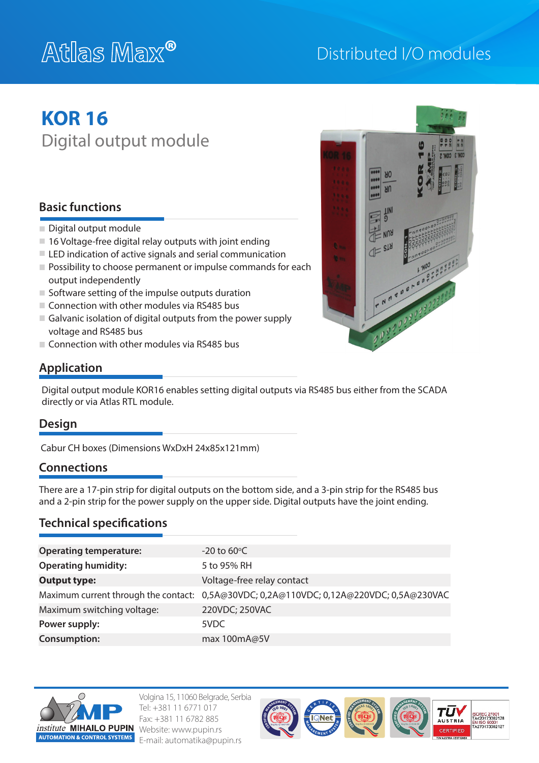Atlas Max®

Distributed I/O modules

# KOR 16

## Digital output module

### Basic functions

- Digital output module
- 16 Voltage-free digital relay outputs with joint ending
- LED indication of active signals and serial communication
- Possibility to choose permanent or impulse commands for each output independently
- Software setting of the impulse outputs duration
- Connection with other modules via RS485 bus
- Galvanic isolation of digital outputs from the power supply voltage and RS485 bus
- Connection with other modules via RS485 bus

### Application

Digital output module KOR16 enables setting digital outputs via RS485 bus either from the SCADA directly or via Atlas RTL module.

### Design

Cabur CH boxes (Dimensions WxDxH 24x85x121mm)

### Connections

There are a 17-pin strip for digital outputs on the bottom side, and a 3-pin strip for the RS485 bus and a 2-pin strip for the power supply on the upper side. Digital outputs have the joint ending.

### Technical specifications

| | |
|---|---|
| **Operating temperature:** | -20 to 60°C |
| **Operating humidity:** | 5 to 95% RH |
| **Output type:** | Voltage-free relay contact |
| Maximum current through the contact: | 0,5A@30VDC; 0,2A@110VDC; 0,12A@220VDC; 0,5A@230VAC |
| Maximum switching voltage: | 220VDC; 250VAC |
| **Power supply:** | 5VDC |
| **Consumption:** | max 100mA@5V |

institute MIHAILO PUPIN
AUTOMATION & CONTROL SYSTEMS

Volgina 15, 11060 Belgrade, Serbia
Tel: +381 11 6771 017
Fax: +381 11 6782 885
Website: www.pupin.rs
E-mail: automatika@pupin.rs

ISO/IEC 27001 TA420173002128
EN ISO 50001 TA270173002127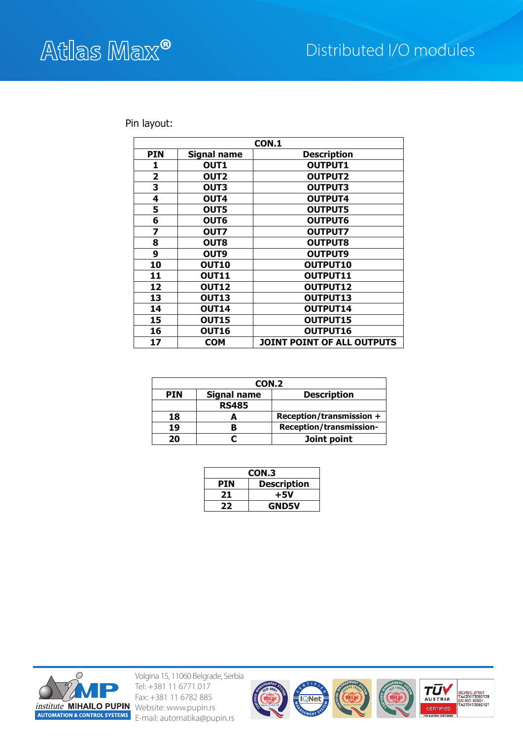Pin layout:

| CON.1 | | |
|---|---|---|
| **PIN** | **Signal name** | **Description** |
| 1 | OUT1 | OUTPUT1 |
| 2 | OUT2 | OUTPUT2 |
| 3 | OUT3 | OUTPUT3 |
| 4 | OUT4 | OUTPUT4 |
| 5 | OUT5 | OUTPUT5 |
| 6 | OUT6 | OUTPUT6 |
| 7 | OUT7 | OUTPUT7 |
| 8 | OUT8 | OUTPUT8 |
| 9 | OUT9 | OUTPUT9 |
| 10 | OUT10 | OUTPUT10 |
| 11 | OUT11 | OUTPUT11 |
| 12 | OUT12 | OUTPUT12 |
| 13 | OUT13 | OUTPUT13 |
| 14 | OUT14 | OUTPUT14 |
| 15 | OUT15 | OUTPUT15 |
| 16 | OUT16 | OUTPUT16 |
| 17 | COM | JOINT POINT OF ALL OUTPUTS |

| CON.2 | | |
|---|---|---|
| **PIN** | **Signal name** | **Description** |
| | **RS485** | |
| 18 | A | Reception/transmission + |
| 19 | B | Reception/transmission- |
| 20 | C | Joint point |

| CON.3 | |
|---|---|
| **PIN** | **Description** |
| 21 | +5V |
| 22 | GND5V |